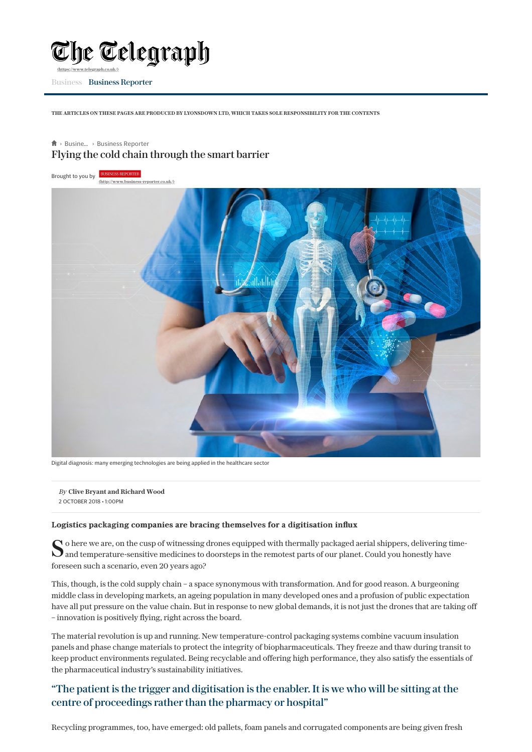# The Telegraph

(https://www.telegraph.co.uk/)

Business Business Reporter

THE ARTICLES ON THESE PAGES ARE PRODUCED BY LYONSDOWN LTD, WHICH TAKES SOLE RESPONSIBILITY FOR THE CONTENTS

› Busine... › Business Reporter

## Flying the cold chain through the smart barrier

Brought to you by BUSINESS REPORTER (http://www.business-reporter.co.uk/)

Digital diagnosis: many emerging technologies are being applied in the healthcare sector

*By* **Clive Bryant and Richard Wood**
2 OCTOBER 2018 • 1:00PM

**Logistics packaging companies are bracing themselves for a digitisation influx**

So here we are, on the cusp of witnessing drones equipped with thermally packaged aerial shippers, delivering time- and temperature-sensitive medicines to doorsteps in the remotest parts of our planet. Could you honestly have foreseen such a scenario, even 20 years ago?

This, though, is the cold supply chain – a space synonymous with transformation. And for good reason. A burgeoning middle class in developing markets, an ageing population in many developed ones and a profusion of public expectation have all put pressure on the value chain. But in response to new global demands, it is not just the drones that are taking off – innovation is positively flying, right across the board.

The material revolution is up and running. New temperature-control packaging systems combine vacuum insulation panels and phase change materials to protect the integrity of biopharmaceuticals. They freeze and thaw during transit to keep product environments regulated. Being recyclable and offering high performance, they also satisfy the essentials of the pharmaceutical industry's sustainability initiatives.

> "The patient is the trigger and digitisation is the enabler. It is we who will be sitting at the centre of proceedings rather than the pharmacy or hospital"

Recycling programmes, too, have emerged: old pallets, foam panels and corrugated components are being given fresh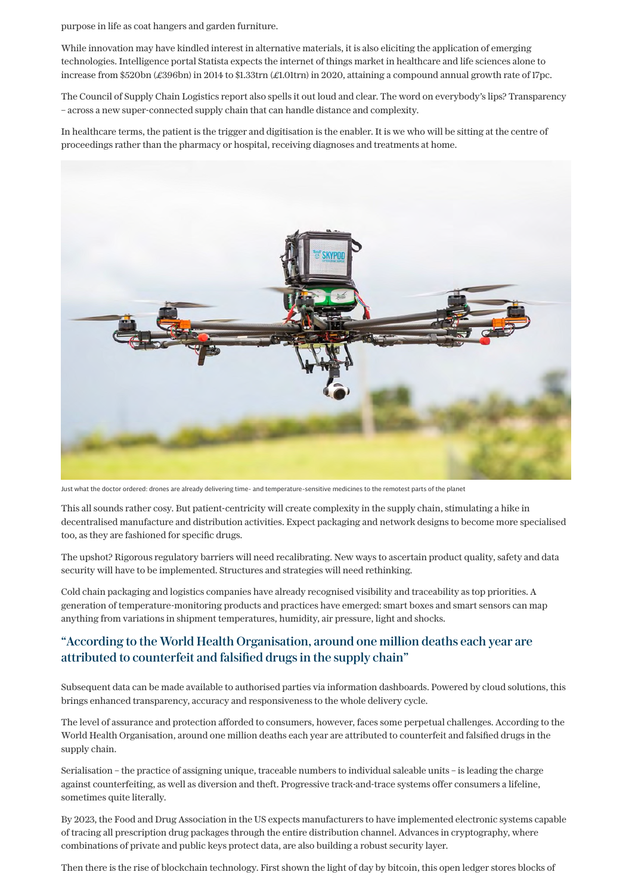purpose in life as coat hangers and garden furniture.

While innovation may have kindled interest in alternative materials, it is also eliciting the application of emerging technologies. Intelligence portal Statista expects the internet of things market in healthcare and life sciences alone to increase from $520bn (£396bn) in 2014 to $1.33trn (£1.01trn) in 2020, attaining a compound annual growth rate of 17pc.

The Council of Supply Chain Logistics report also spells it out loud and clear. The word on everybody's lips? Transparency – across a new super-connected supply chain that can handle distance and complexity.

In healthcare terms, the patient is the trigger and digitisation is the enabler. It is we who will be sitting at the centre of proceedings rather than the pharmacy or hospital, receiving diagnoses and treatments at home.

Just what the doctor ordered: drones are already delivering time- and temperature-sensitive medicines to the remotest parts of the planet

This all sounds rather cosy. But patient-centricity will create complexity in the supply chain, stimulating a hike in decentralised manufacture and distribution activities. Expect packaging and network designs to become more specialised too, as they are fashioned for specific drugs.

The upshot? Rigorous regulatory barriers will need recalibrating. New ways to ascertain product quality, safety and data security will have to be implemented. Structures and strategies will need rethinking.

Cold chain packaging and logistics companies have already recognised visibility and traceability as top priorities. A generation of temperature-monitoring products and practices have emerged: smart boxes and smart sensors can map anything from variations in shipment temperatures, humidity, air pressure, light and shocks.

### "According to the World Health Organisation, around one million deaths each year are attributed to counterfeit and falsified drugs in the supply chain"

Subsequent data can be made available to authorised parties via information dashboards. Powered by cloud solutions, this brings enhanced transparency, accuracy and responsiveness to the whole delivery cycle.

The level of assurance and protection afforded to consumers, however, faces some perpetual challenges. According to the World Health Organisation, around one million deaths each year are attributed to counterfeit and falsified drugs in the supply chain.

Serialisation – the practice of assigning unique, traceable numbers to individual saleable units – is leading the charge against counterfeiting, as well as diversion and theft. Progressive track-and-trace systems offer consumers a lifeline, sometimes quite literally.

By 2023, the Food and Drug Association in the US expects manufacturers to have implemented electronic systems capable of tracing all prescription drug packages through the entire distribution channel. Advances in cryptography, where combinations of private and public keys protect data, are also building a robust security layer.

Then there is the rise of blockchain technology. First shown the light of day by bitcoin, this open ledger stores blocks of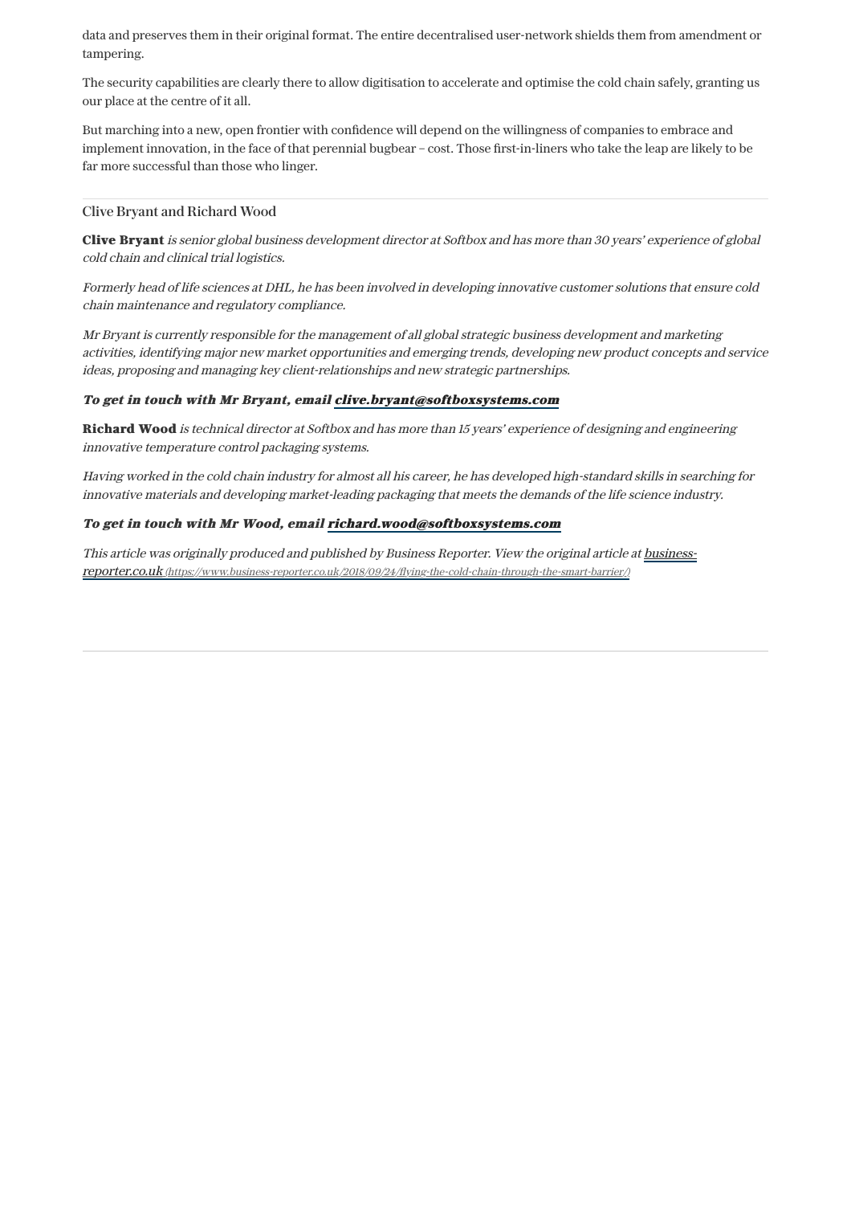data and preserves them in their original format. The entire decentralised user-network shields them from amendment or tampering.

The security capabilities are clearly there to allow digitisation to accelerate and optimise the cold chain safely, granting us our place at the centre of it all.

But marching into a new, open frontier with confidence will depend on the willingness of companies to embrace and implement innovation, in the face of that perennial bugbear – cost. Those first-in-liners who take the leap are likely to be far more successful than those who linger.

---

Clive Bryant and Richard Wood

**Clive Bryant** *is senior global business development director at Softbox and has more than 30 years' experience of global cold chain and clinical trial logistics.*

*Formerly head of life sciences at DHL, he has been involved in developing innovative customer solutions that ensure cold chain maintenance and regulatory compliance.*

*Mr Bryant is currently responsible for the management of all global strategic business development and marketing activities, identifying major new market opportunities and emerging trends, developing new product concepts and service ideas, proposing and managing key client-relationships and new strategic partnerships.*

***To get in touch with Mr Bryant, email clive.bryant@softboxsystems.com***

**Richard Wood** *is technical director at Softbox and has more than 15 years' experience of designing and engineering innovative temperature control packaging systems.*

*Having worked in the cold chain industry for almost all his career, he has developed high-standard skills in searching for innovative materials and developing market-leading packaging that meets the demands of the life science industry.*

***To get in touch with Mr Wood, email richard.wood@softboxsystems.com***

*This article was originally produced and published by Business Reporter. View the original article at business-reporter.co.uk (https://www.business-reporter.co.uk/2018/09/24/flying-the-cold-chain-through-the-smart-barrier/)*